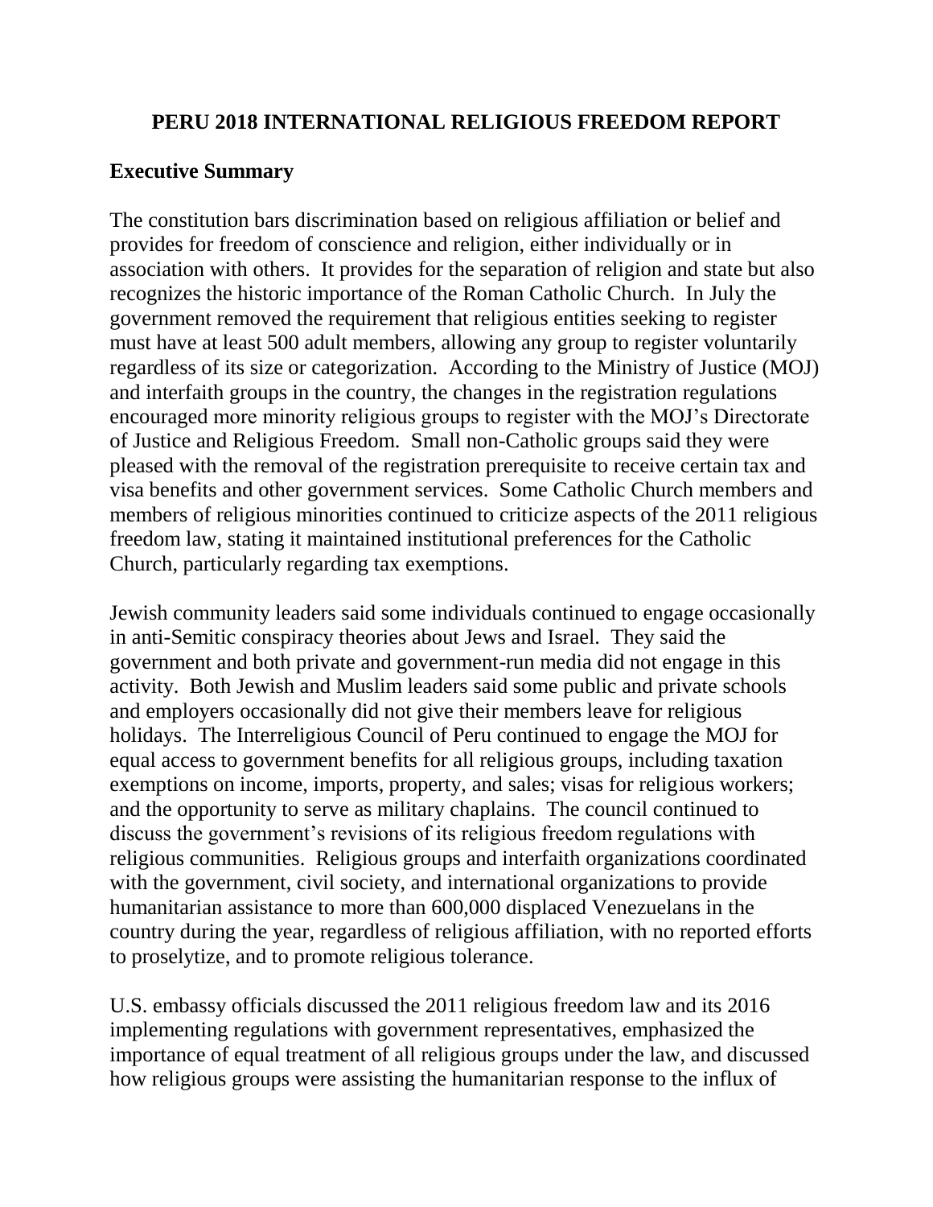# PERU 2018 INTERNATIONAL RELIGIOUS FREEDOM REPORT

## Executive Summary

The constitution bars discrimination based on religious affiliation or belief and provides for freedom of conscience and religion, either individually or in association with others. It provides for the separation of religion and state but also recognizes the historic importance of the Roman Catholic Church. In July the government removed the requirement that religious entities seeking to register must have at least 500 adult members, allowing any group to register voluntarily regardless of its size or categorization. According to the Ministry of Justice (MOJ) and interfaith groups in the country, the changes in the registration regulations encouraged more minority religious groups to register with the MOJ's Directorate of Justice and Religious Freedom. Small non-Catholic groups said they were pleased with the removal of the registration prerequisite to receive certain tax and visa benefits and other government services. Some Catholic Church members and members of religious minorities continued to criticize aspects of the 2011 religious freedom law, stating it maintained institutional preferences for the Catholic Church, particularly regarding tax exemptions.

Jewish community leaders said some individuals continued to engage occasionally in anti-Semitic conspiracy theories about Jews and Israel. They said the government and both private and government-run media did not engage in this activity. Both Jewish and Muslim leaders said some public and private schools and employers occasionally did not give their members leave for religious holidays. The Interreligious Council of Peru continued to engage the MOJ for equal access to government benefits for all religious groups, including taxation exemptions on income, imports, property, and sales; visas for religious workers; and the opportunity to serve as military chaplains. The council continued to discuss the government's revisions of its religious freedom regulations with religious communities. Religious groups and interfaith organizations coordinated with the government, civil society, and international organizations to provide humanitarian assistance to more than 600,000 displaced Venezuelans in the country during the year, regardless of religious affiliation, with no reported efforts to proselytize, and to promote religious tolerance.

U.S. embassy officials discussed the 2011 religious freedom law and its 2016 implementing regulations with government representatives, emphasized the importance of equal treatment of all religious groups under the law, and discussed how religious groups were assisting the humanitarian response to the influx of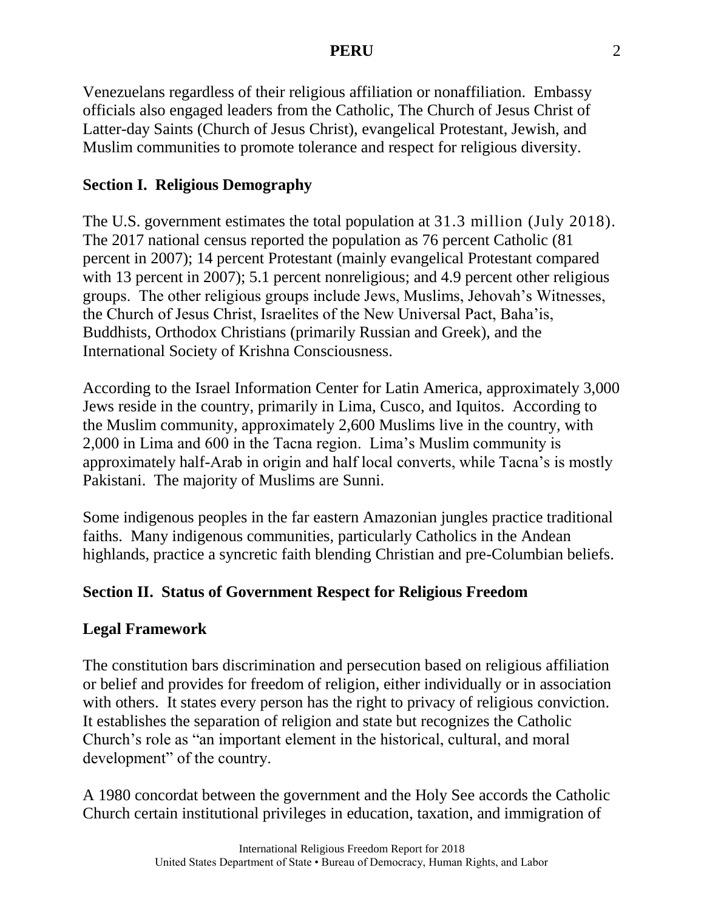Venezuelans regardless of their religious affiliation or nonaffiliation. Embassy officials also engaged leaders from the Catholic, The Church of Jesus Christ of Latter-day Saints (Church of Jesus Christ), evangelical Protestant, Jewish, and Muslim communities to promote tolerance and respect for religious diversity.

## Section I. Religious Demography

The U.S. government estimates the total population at 31.3 million (July 2018). The 2017 national census reported the population as 76 percent Catholic (81 percent in 2007); 14 percent Protestant (mainly evangelical Protestant compared with 13 percent in 2007); 5.1 percent nonreligious; and 4.9 percent other religious groups. The other religious groups include Jews, Muslims, Jehovah's Witnesses, the Church of Jesus Christ, Israelites of the New Universal Pact, Baha'is, Buddhists, Orthodox Christians (primarily Russian and Greek), and the International Society of Krishna Consciousness.

According to the Israel Information Center for Latin America, approximately 3,000 Jews reside in the country, primarily in Lima, Cusco, and Iquitos. According to the Muslim community, approximately 2,600 Muslims live in the country, with 2,000 in Lima and 600 in the Tacna region. Lima's Muslim community is approximately half-Arab in origin and half local converts, while Tacna's is mostly Pakistani. The majority of Muslims are Sunni.

Some indigenous peoples in the far eastern Amazonian jungles practice traditional faiths. Many indigenous communities, particularly Catholics in the Andean highlands, practice a syncretic faith blending Christian and pre-Columbian beliefs.

## Section II. Status of Government Respect for Religious Freedom

### Legal Framework

The constitution bars discrimination and persecution based on religious affiliation or belief and provides for freedom of religion, either individually or in association with others. It states every person has the right to privacy of religious conviction. It establishes the separation of religion and state but recognizes the Catholic Church's role as "an important element in the historical, cultural, and moral development" of the country.

A 1980 concordat between the government and the Holy See accords the Catholic Church certain institutional privileges in education, taxation, and immigration of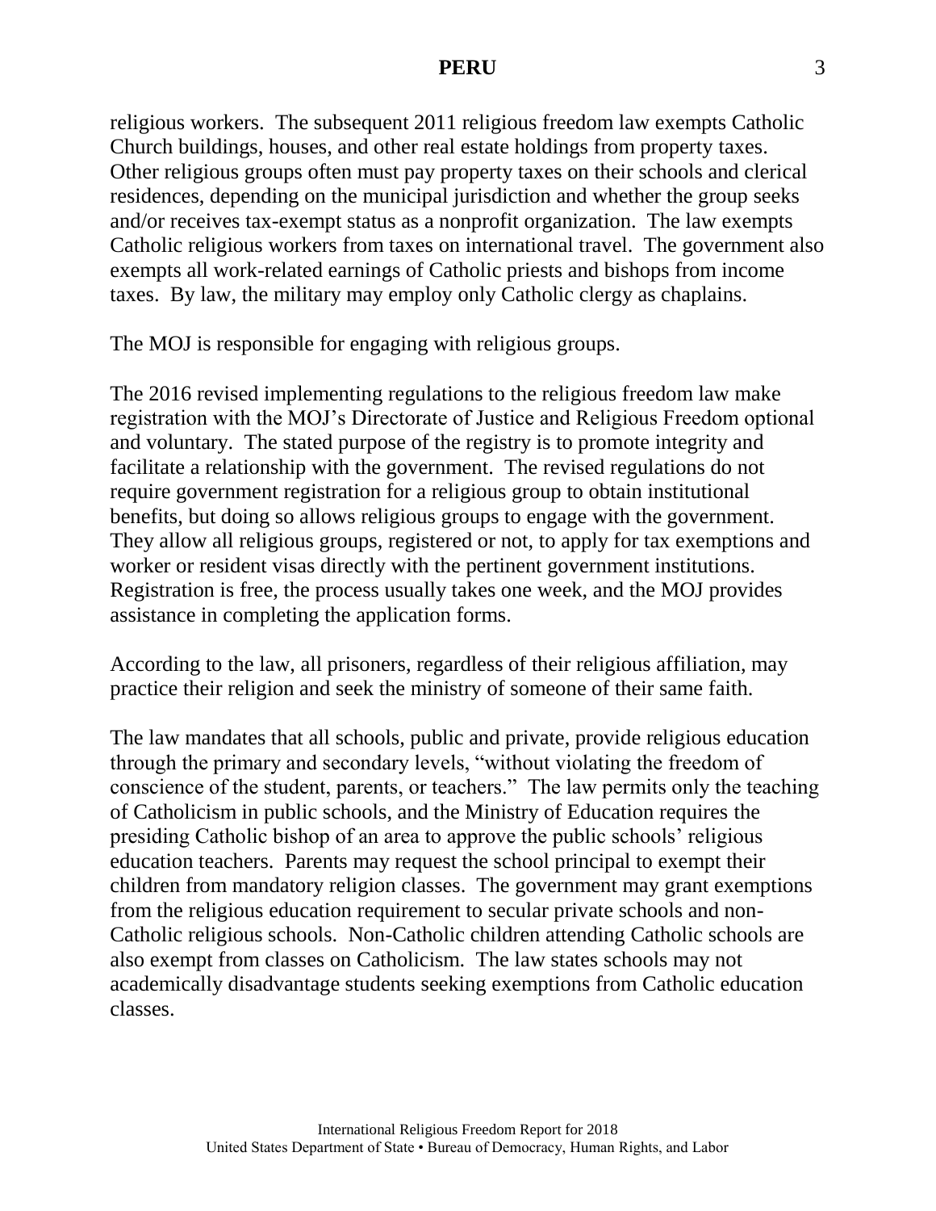religious workers. The subsequent 2011 religious freedom law exempts Catholic Church buildings, houses, and other real estate holdings from property taxes. Other religious groups often must pay property taxes on their schools and clerical residences, depending on the municipal jurisdiction and whether the group seeks and/or receives tax-exempt status as a nonprofit organization. The law exempts Catholic religious workers from taxes on international travel. The government also exempts all work-related earnings of Catholic priests and bishops from income taxes. By law, the military may employ only Catholic clergy as chaplains.

The MOJ is responsible for engaging with religious groups.

The 2016 revised implementing regulations to the religious freedom law make registration with the MOJ's Directorate of Justice and Religious Freedom optional and voluntary. The stated purpose of the registry is to promote integrity and facilitate a relationship with the government. The revised regulations do not require government registration for a religious group to obtain institutional benefits, but doing so allows religious groups to engage with the government. They allow all religious groups, registered or not, to apply for tax exemptions and worker or resident visas directly with the pertinent government institutions. Registration is free, the process usually takes one week, and the MOJ provides assistance in completing the application forms.

According to the law, all prisoners, regardless of their religious affiliation, may practice their religion and seek the ministry of someone of their same faith.

The law mandates that all schools, public and private, provide religious education through the primary and secondary levels, "without violating the freedom of conscience of the student, parents, or teachers." The law permits only the teaching of Catholicism in public schools, and the Ministry of Education requires the presiding Catholic bishop of an area to approve the public schools' religious education teachers. Parents may request the school principal to exempt their children from mandatory religion classes. The government may grant exemptions from the religious education requirement to secular private schools and non-Catholic religious schools. Non-Catholic children attending Catholic schools are also exempt from classes on Catholicism. The law states schools may not academically disadvantage students seeking exemptions from Catholic education classes.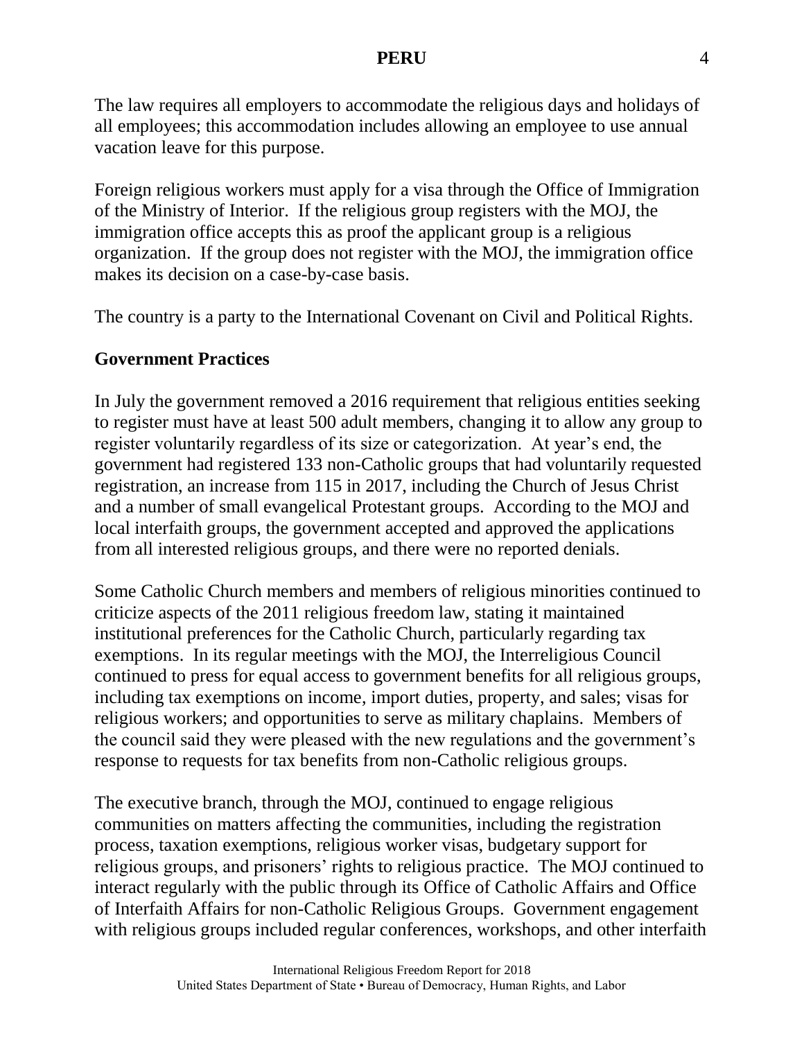The law requires all employers to accommodate the religious days and holidays of all employees; this accommodation includes allowing an employee to use annual vacation leave for this purpose.

Foreign religious workers must apply for a visa through the Office of Immigration of the Ministry of Interior. If the religious group registers with the MOJ, the immigration office accepts this as proof the applicant group is a religious organization. If the group does not register with the MOJ, the immigration office makes its decision on a case-by-case basis.

The country is a party to the International Covenant on Civil and Political Rights.

## Government Practices

In July the government removed a 2016 requirement that religious entities seeking to register must have at least 500 adult members, changing it to allow any group to register voluntarily regardless of its size or categorization. At year's end, the government had registered 133 non-Catholic groups that had voluntarily requested registration, an increase from 115 in 2017, including the Church of Jesus Christ and a number of small evangelical Protestant groups. According to the MOJ and local interfaith groups, the government accepted and approved the applications from all interested religious groups, and there were no reported denials.

Some Catholic Church members and members of religious minorities continued to criticize aspects of the 2011 religious freedom law, stating it maintained institutional preferences for the Catholic Church, particularly regarding tax exemptions. In its regular meetings with the MOJ, the Interreligious Council continued to press for equal access to government benefits for all religious groups, including tax exemptions on income, import duties, property, and sales; visas for religious workers; and opportunities to serve as military chaplains. Members of the council said they were pleased with the new regulations and the government's response to requests for tax benefits from non-Catholic religious groups.

The executive branch, through the MOJ, continued to engage religious communities on matters affecting the communities, including the registration process, taxation exemptions, religious worker visas, budgetary support for religious groups, and prisoners' rights to religious practice. The MOJ continued to interact regularly with the public through its Office of Catholic Affairs and Office of Interfaith Affairs for non-Catholic Religious Groups. Government engagement with religious groups included regular conferences, workshops, and other interfaith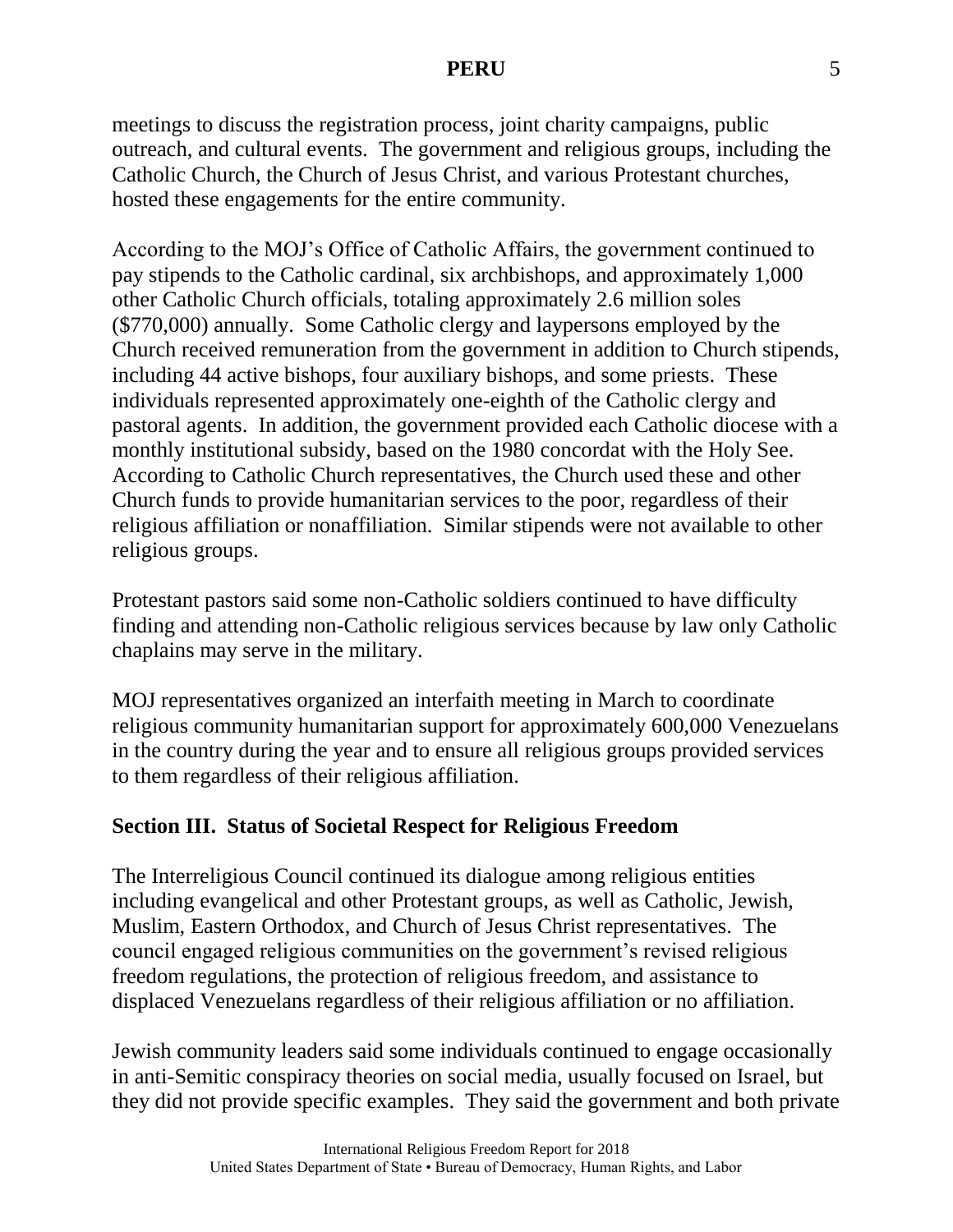meetings to discuss the registration process, joint charity campaigns, public outreach, and cultural events. The government and religious groups, including the Catholic Church, the Church of Jesus Christ, and various Protestant churches, hosted these engagements for the entire community.

According to the MOJ's Office of Catholic Affairs, the government continued to pay stipends to the Catholic cardinal, six archbishops, and approximately 1,000 other Catholic Church officials, totaling approximately 2.6 million soles ($770,000) annually. Some Catholic clergy and laypersons employed by the Church received remuneration from the government in addition to Church stipends, including 44 active bishops, four auxiliary bishops, and some priests. These individuals represented approximately one-eighth of the Catholic clergy and pastoral agents. In addition, the government provided each Catholic diocese with a monthly institutional subsidy, based on the 1980 concordat with the Holy See. According to Catholic Church representatives, the Church used these and other Church funds to provide humanitarian services to the poor, regardless of their religious affiliation or nonaffiliation. Similar stipends were not available to other religious groups.

Protestant pastors said some non-Catholic soldiers continued to have difficulty finding and attending non-Catholic religious services because by law only Catholic chaplains may serve in the military.

MOJ representatives organized an interfaith meeting in March to coordinate religious community humanitarian support for approximately 600,000 Venezuelans in the country during the year and to ensure all religious groups provided services to them regardless of their religious affiliation.

## Section III. Status of Societal Respect for Religious Freedom

The Interreligious Council continued its dialogue among religious entities including evangelical and other Protestant groups, as well as Catholic, Jewish, Muslim, Eastern Orthodox, and Church of Jesus Christ representatives. The council engaged religious communities on the government's revised religious freedom regulations, the protection of religious freedom, and assistance to displaced Venezuelans regardless of their religious affiliation or no affiliation.

Jewish community leaders said some individuals continued to engage occasionally in anti-Semitic conspiracy theories on social media, usually focused on Israel, but they did not provide specific examples. They said the government and both private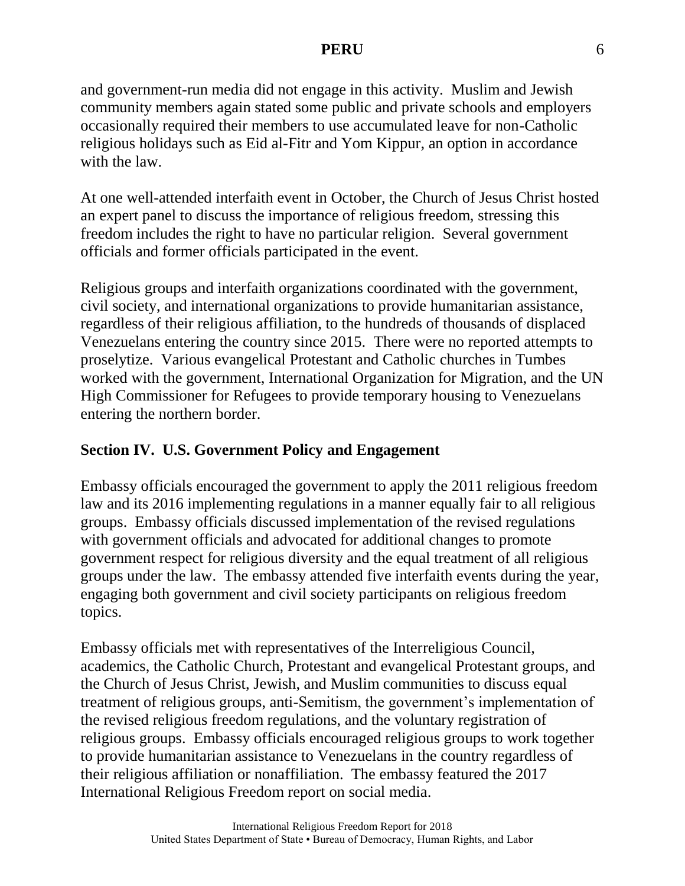and government-run media did not engage in this activity. Muslim and Jewish community members again stated some public and private schools and employers occasionally required their members to use accumulated leave for non-Catholic religious holidays such as Eid al-Fitr and Yom Kippur, an option in accordance with the law.

At one well-attended interfaith event in October, the Church of Jesus Christ hosted an expert panel to discuss the importance of religious freedom, stressing this freedom includes the right to have no particular religion. Several government officials and former officials participated in the event.

Religious groups and interfaith organizations coordinated with the government, civil society, and international organizations to provide humanitarian assistance, regardless of their religious affiliation, to the hundreds of thousands of displaced Venezuelans entering the country since 2015. There were no reported attempts to proselytize. Various evangelical Protestant and Catholic churches in Tumbes worked with the government, International Organization for Migration, and the UN High Commissioner for Refugees to provide temporary housing to Venezuelans entering the northern border.

## Section IV. U.S. Government Policy and Engagement

Embassy officials encouraged the government to apply the 2011 religious freedom law and its 2016 implementing regulations in a manner equally fair to all religious groups. Embassy officials discussed implementation of the revised regulations with government officials and advocated for additional changes to promote government respect for religious diversity and the equal treatment of all religious groups under the law. The embassy attended five interfaith events during the year, engaging both government and civil society participants on religious freedom topics.

Embassy officials met with representatives of the Interreligious Council, academics, the Catholic Church, Protestant and evangelical Protestant groups, and the Church of Jesus Christ, Jewish, and Muslim communities to discuss equal treatment of religious groups, anti-Semitism, the government's implementation of the revised religious freedom regulations, and the voluntary registration of religious groups. Embassy officials encouraged religious groups to work together to provide humanitarian assistance to Venezuelans in the country regardless of their religious affiliation or nonaffiliation. The embassy featured the 2017 International Religious Freedom report on social media.